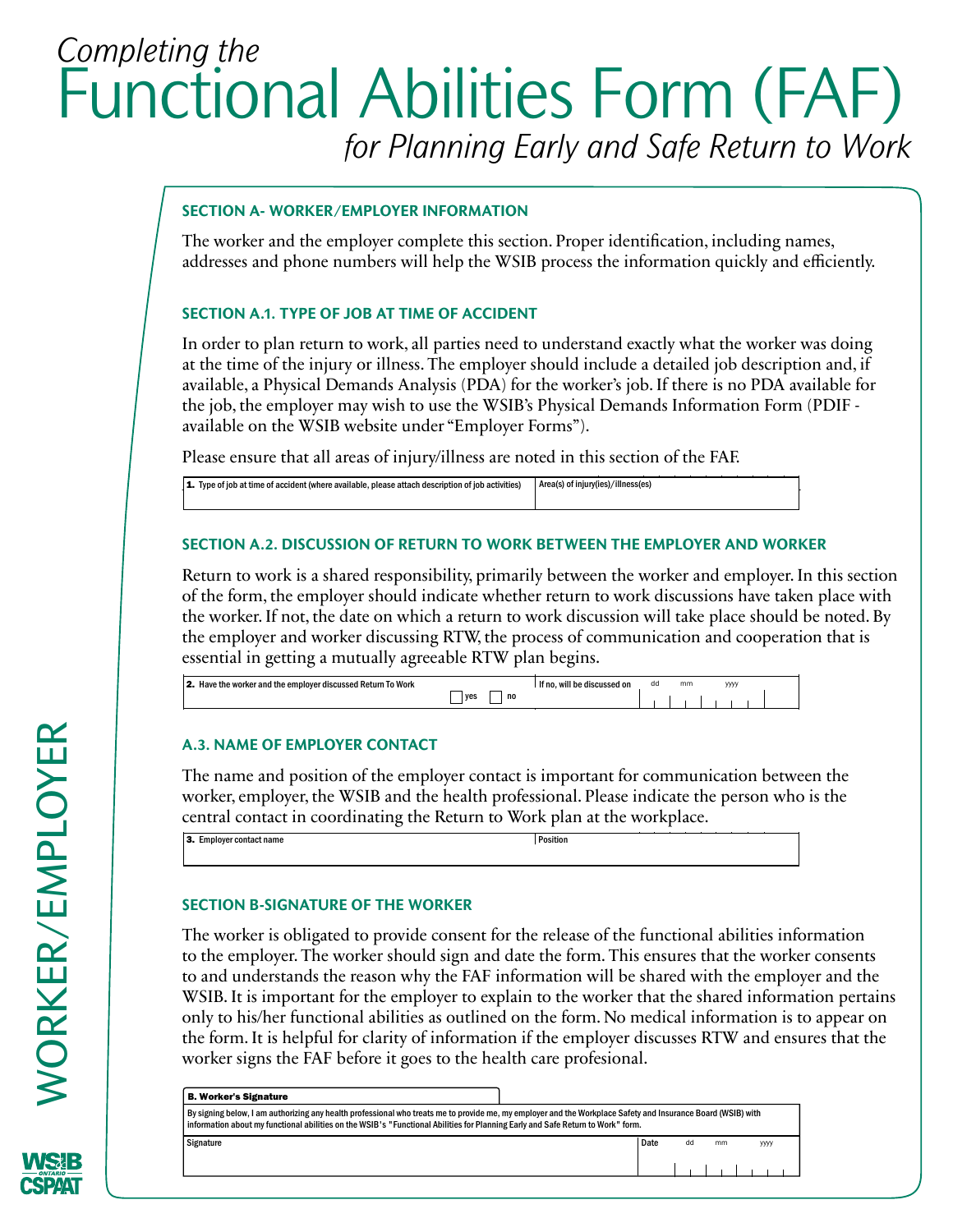# *Completing the* Functional Abilities Form (FAF) *for Planning Early and Safe Return to Work*

## SECTION A- WORKER/EMPLOYER INFORMATION

The worker and the employer complete this section. Proper identification, including names, addresses and phone numbers will help the WSIB process the information quickly and efficiently.

## SECTION A.1. TYPE OF JOB AT TIME OF ACCIDENT

In order to plan return to work, all parties need to understand exactly what the worker was doing at the time of the injury or illness. The employer should include a detailed job description and, if available, a Physical Demands Analysis (PDA) for the worker's job. If there is no PDA available for the job, the employer may wish to use the WSIB's Physical Demands Information Form (PDIF - available on the WSIB website under "Employer Forms").

Please ensure that all areas of injury/illness are noted in this section of the FAF.

| **1.** Type of job at time of accident (where available, please attach description of job activities) | Area(s) of injury(ies)/illness(es) |
|---|---|
| | |

## SECTION A.2. DISCUSSION OF RETURN TO WORK BETWEEN THE EMPLOYER AND WORKER

Return to work is a shared responsibility, primarily between the worker and employer. In this section of the form, the employer should indicate whether return to work discussions have taken place with the worker. If not, the date on which a return to work discussion will take place should be noted. By the employer and worker discussing RTW, the process of communication and cooperation that is essential in getting a mutually agreeable RTW plan begins.

| **2.** Have the worker and the employer discussed Return To Work | If no, will be discussed on dd mm yyyy |
|---|---|
| ☐ yes ☐ no | |

## A.3. NAME OF EMPLOYER CONTACT

The name and position of the employer contact is important for communication between the worker, employer, the WSIB and the health professional. Please indicate the person who is the central contact in coordinating the Return to Work plan at the workplace.

| **3.** Employer contact name | Position |
|---|---|
| | |

## SECTION B-SIGNATURE OF THE WORKER

The worker is obligated to provide consent for the release of the functional abilities information to the employer. The worker should sign and date the form. This ensures that the worker consents to and understands the reason why the FAF information will be shared with the employer and the WSIB. It is important for the employer to explain to the worker that the shared information pertains only to his/her functional abilities as outlined on the form. No medical information is to appear on the form. It is helpful for clarity of information if the employer discusses RTW and ensures that the worker signs the FAF before it goes to the health care profesional.

**B. Worker's Signature**

By signing below, I am authorizing any health professional who treats me to provide me, my employer and the Workplace Safety and Insurance Board (WSIB) with information about my functional abilities on the WSIB's "Functional Abilities for Planning Early and Safe Return to Work" form.

| Signature | Date dd mm yyyy |
|---|---|
| | |

WORKER/EMPLOYER

WSIB ONTARIO CSPAAT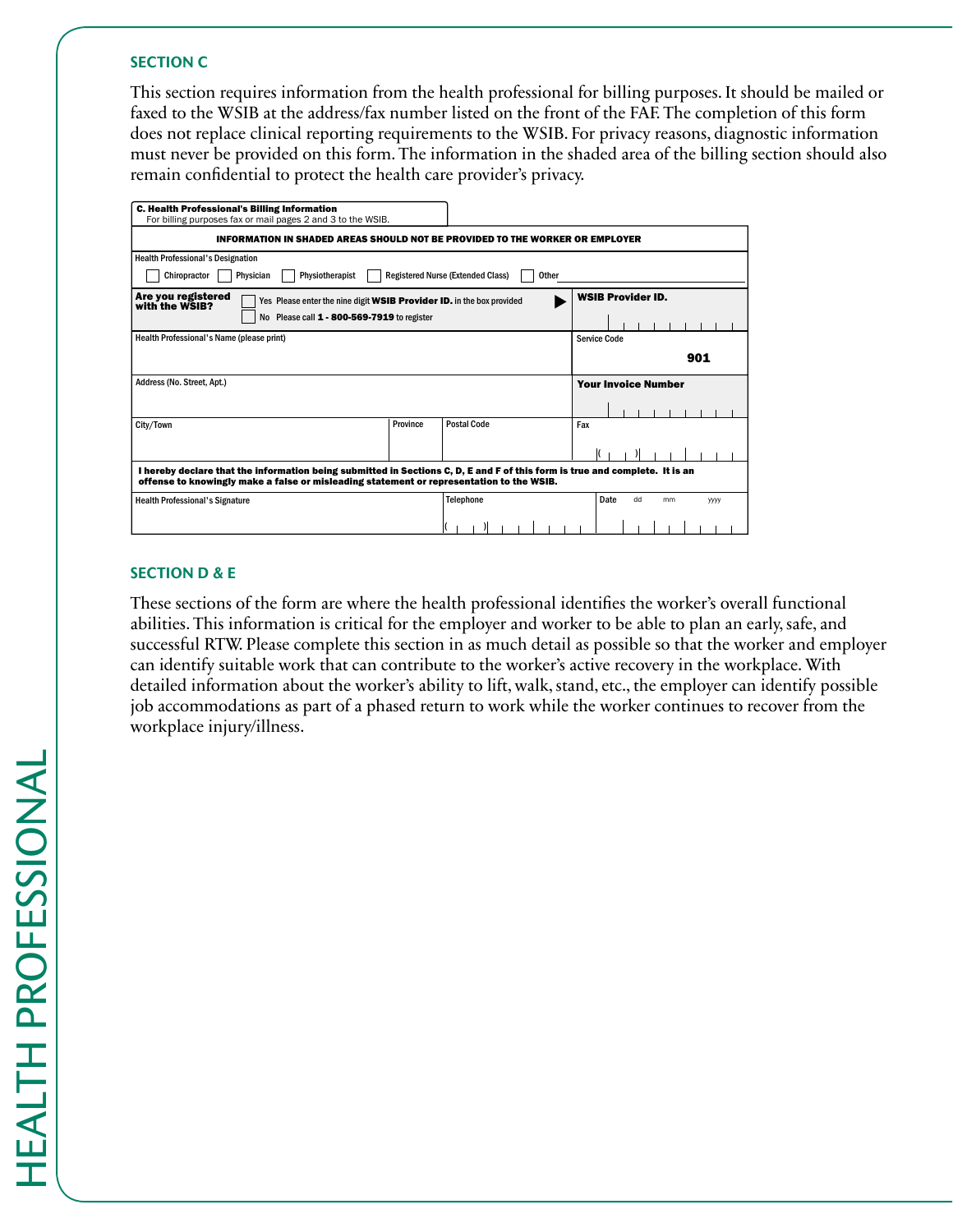## SECTION C

This section requires information from the health professional for billing purposes. It should be mailed or faxed to the WSIB at the address/fax number listed on the front of the FAF. The completion of this form does not replace clinical reporting requirements to the WSIB. For privacy reasons, diagnostic information must never be provided on this form. The information in the shaded area of the billing section should also remain confidential to protect the health care provider's privacy.

**C. Health Professional's Billing Information**
For billing purposes fax or mail pages 2 and 3 to the WSIB.

| **INFORMATION IN SHADED AREAS SHOULD NOT BE PROVIDED TO THE WORKER OR EMPLOYER** | | | |
|---|---|---|---|
| Health Professional's Designation: ☐ Chiropractor ☐ Physician ☐ Physiotherapist ☐ Registered Nurse (Extended Class) ☐ Other | | | |
| **Are you registered with the WSIB?** ☐ Yes Please enter the nine digit **WSIB Provider ID.** in the box provided ▶ ☐ No Please call **1 - 800-569-7919** to register | | | **WSIB Provider ID.** |
| Health Professional's Name (please print) | | | Service Code **901** |
| Address (No. Street, Apt.) | | | **Your Invoice Number** |
| City/Town | Province | Postal Code | Fax ( ) |
| **I hereby declare that the information being submitted in Sections C, D, E and F of this form is true and complete. It is an offense to knowingly make a false or misleading statement or representation to the WSIB.** | | | |
| Health Professional's Signature | | Telephone ( ) | Date dd mm yyyy |

## SECTION D & E

These sections of the form are where the health professional identifies the worker's overall functional abilities. This information is critical for the employer and worker to be able to plan an early, safe, and successful RTW. Please complete this section in as much detail as possible so that the worker and employer can identify suitable work that can contribute to the worker's active recovery in the workplace. With detailed information about the worker's ability to lift, walk, stand, etc., the employer can identify possible job accommodations as part of a phased return to work while the worker continues to recover from the workplace injury/illness.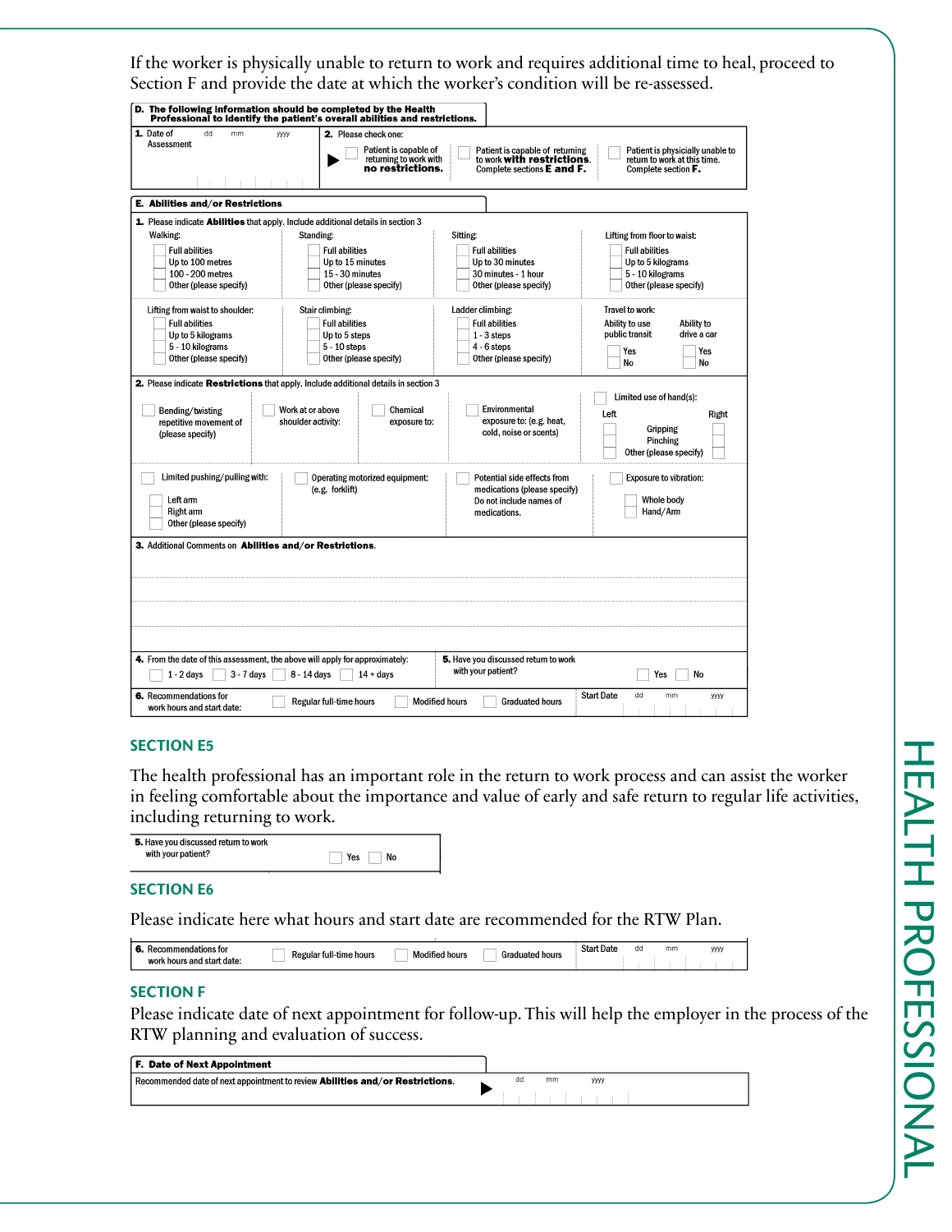If the worker is physically unable to return to work and requires additional time to heal, proceed to Section F and provide the date at which the worker's condition will be re-assessed.

**D. The following information should be completed by the Health Professional to identify the patient's overall abilities and restrictions.**

| **1.** Date of Assessment (dd mm yyyy) | **2.** Please check one: | | |
|---|---|---|---|
| | ☐ Patient is capable of returning to work with **no restrictions.** | ☐ Patient is capable of returning to work **with restrictions.** Complete sections **E and F.** | ☐ Patient is physically unable to return to work at this time. Complete section **F.** |

**E. Abilities and/or Restrictions**

**1.** Please indicate **Abilities** that apply. Include additional details in section 3

| Walking: | Standing: | Sitting: | Lifting from floor to waist: |
|---|---|---|---|
| ☐ Full abilities | ☐ Full abilities | ☐ Full abilities | ☐ Full abilities |
| ☐ Up to 100 metres | ☐ Up to 15 minutes | ☐ Up to 30 minutes | ☐ Up to 5 kilograms |
| ☐ 100 - 200 metres | ☐ 15 - 30 minutes | ☐ 30 minutes - 1 hour | ☐ 5 - 10 kilograms |
| ☐ Other (please specify) | ☐ Other (please specify) | ☐ Other (please specify) | ☐ Other (please specify) |

| Lifting from waist to shoulder: | Stair climbing: | Ladder climbing: | Travel to work: |
|---|---|---|---|
| ☐ Full abilities | ☐ Full abilities | ☐ Full abilities | Ability to use public transit: ☐ Yes ☐ No |
| ☐ Up to 5 kilograms | ☐ Up to 5 steps | ☐ 1 - 3 steps | Ability to drive a car: ☐ Yes ☐ No |
| ☐ 5 - 10 kilograms | ☐ 5 - 10 steps | ☐ 4 - 6 steps | |
| ☐ Other (please specify) | ☐ Other (please specify) | ☐ Other (please specify) | |

**2.** Please indicate **Restrictions** that apply. Include additional details in section 3

- ☐ Bending/twisting repetitive movement of (please specify)
- ☐ Work at or above shoulder activity:
- ☐ Chemical exposure to:
- ☐ Environmental exposure to: (e.g. heat, cold, noise or scents)
- ☐ Limited use of hand(s): Left / Right — ☐ Gripping ☐ / ☐ Pinching ☐ / ☐ Other (please specify) ☐
- ☐ Limited pushing/pulling with: ☐ Left arm ☐ Right arm ☐ Other (please specify)
- ☐ Operating motorized equipment: (e.g. forklift)
- ☐ Potential side effects from medications (please specify) Do not include names of medications.
- ☐ Exposure to vibration: ☐ Whole body ☐ Hand/Arm

**3.** Additional Comments on **Abilities and/or Restrictions.**

**4.** From the date of this assessment, the above will apply for approximately: ☐ 1 - 2 days ☐ 3 - 7 days ☐ 8 - 14 days ☐ 14 + days

**5.** Have you discussed return to work with your patient? ☐ Yes ☐ No

**6.** Recommendations for work hours and start date: ☐ Regular full-time hours ☐ Modified hours ☐ Graduated hours — Start Date (dd mm yyyy)

## SECTION E5

The health professional has an important role in the return to work process and can assist the worker in feeling comfortable about the importance and value of early and safe return to regular life activities, including returning to work.

**5.** Have you discussed return to work with your patient? ☐ Yes ☐ No

## SECTION E6

Please indicate here what hours and start date are recommended for the RTW Plan.

**6.** Recommendations for work hours and start date: ☐ Regular full-time hours ☐ Modified hours ☐ Graduated hours — Start Date (dd mm yyyy)

## SECTION F

Please indicate date of next appointment for follow-up. This will help the employer in the process of the RTW planning and evaluation of success.

**F. Date of Next Appointment**

Recommended date of next appointment to review **Abilities and/or Restrictions.** ▶ (dd mm yyyy)

HEALTH PROFESSIONAL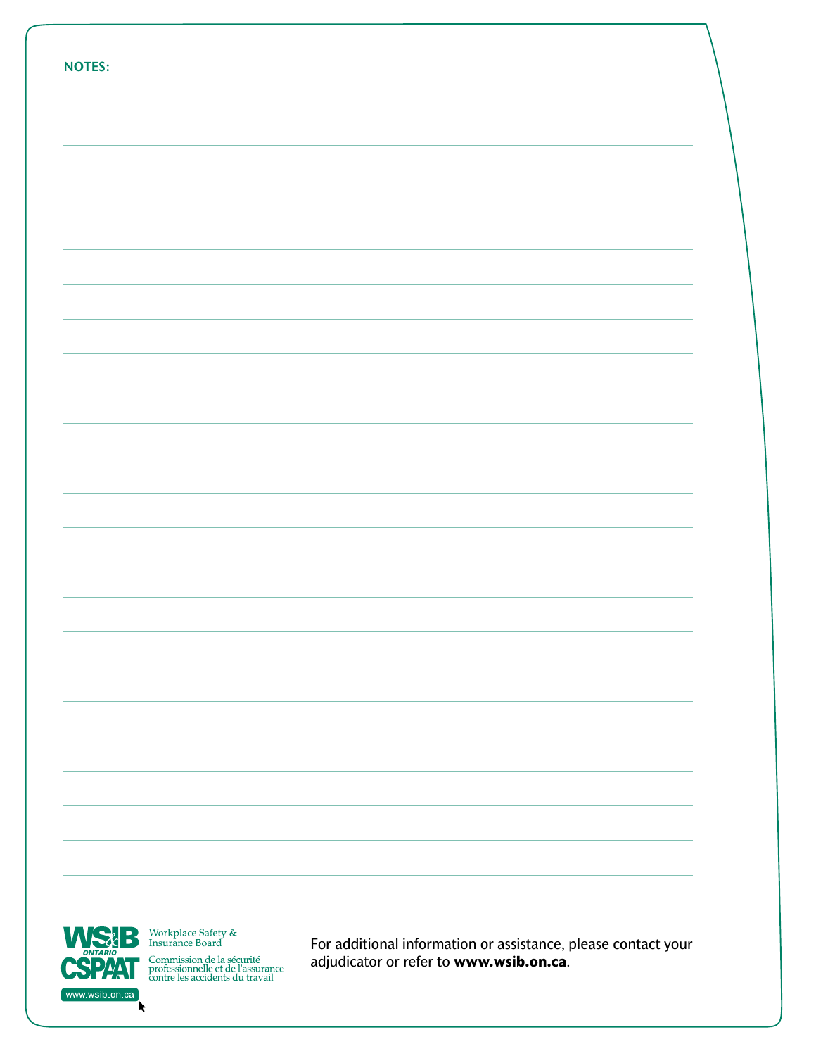**NOTES:**

WSIB ONTARIO CSPAAT

Workplace Safety & Insurance Board

Commission de la sécurité professionnelle et de l'assurance contre les accidents du travail

www.wsib.on.ca

For additional information or assistance, please contact your adjudicator or refer to **www.wsib.on.ca**.